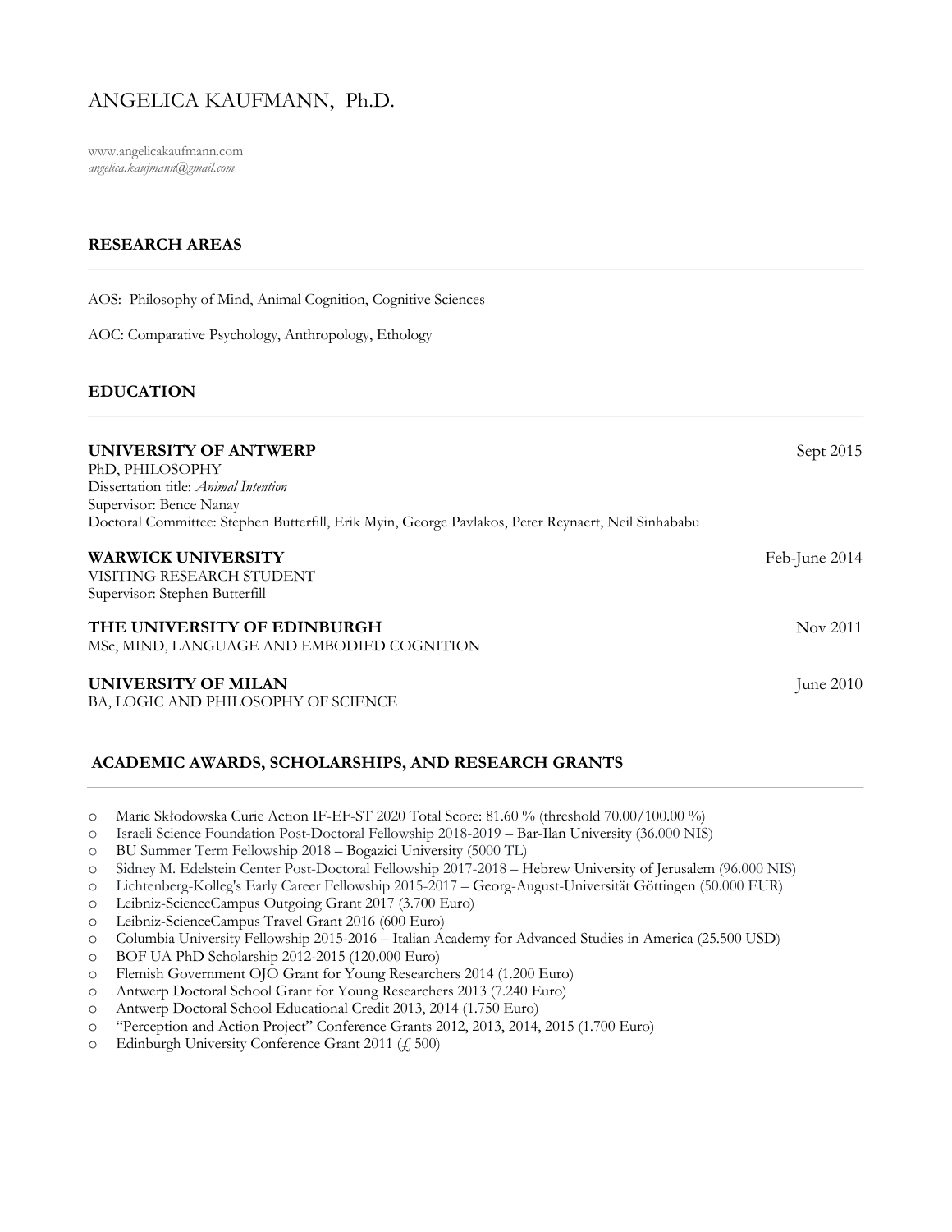# ANGELICA KAUFMANN, Ph.D.

www.angelicakaufmann.com
*angelica.kaufmann@gmail.com*

## RESEARCH AREAS

AOS: Philosophy of Mind, Animal Cognition, Cognitive Sciences

AOC: Comparative Psychology, Anthropology, Ethology

## EDUCATION

**UNIVERSITY OF ANTWERP** — Sept 2015
PhD, PHILOSOPHY
Dissertation title: *Animal Intention*
Supervisor: Bence Nanay
Doctoral Committee: Stephen Butterfill, Erik Myin, George Pavlakos, Peter Reynaert, Neil Sinhababu

**WARWICK UNIVERSITY** — Feb-June 2014
VISITING RESEARCH STUDENT
Supervisor: Stephen Butterfill

**THE UNIVERSITY OF EDINBURGH** — Nov 2011
MSc, MIND, LANGUAGE AND EMBODIED COGNITION

**UNIVERSITY OF MILAN** — June 2010
BA, LOGIC AND PHILOSOPHY OF SCIENCE

## ACADEMIC AWARDS, SCHOLARSHIPS, AND RESEARCH GRANTS

- Marie Skłodowska Curie Action IF-EF-ST 2020 Total Score: 81.60 % (threshold 70.00/100.00 %)
- Israeli Science Foundation Post-Doctoral Fellowship 2018-2019 – Bar-Ilan University (36.000 NIS)
- BU Summer Term Fellowship 2018 – Bogazici University (5000 TL)
- Sidney M. Edelstein Center Post-Doctoral Fellowship 2017-2018 – Hebrew University of Jerusalem (96.000 NIS)
- Lichtenberg-Kolleg's Early Career Fellowship 2015-2017 – Georg-August-Universität Göttingen (50.000 EUR)
- Leibniz-ScienceCampus Outgoing Grant 2017 (3.700 Euro)
- Leibniz-ScienceCampus Travel Grant 2016 (600 Euro)
- Columbia University Fellowship 2015-2016 – Italian Academy for Advanced Studies in America (25.500 USD)
- BOF UA PhD Scholarship 2012-2015 (120.000 Euro)
- Flemish Government OJO Grant for Young Researchers 2014 (1.200 Euro)
- Antwerp Doctoral School Grant for Young Researchers 2013 (7.240 Euro)
- Antwerp Doctoral School Educational Credit 2013, 2014 (1.750 Euro)
- "Perception and Action Project" Conference Grants 2012, 2013, 2014, 2015 (1.700 Euro)
- Edinburgh University Conference Grant 2011 (£ 500)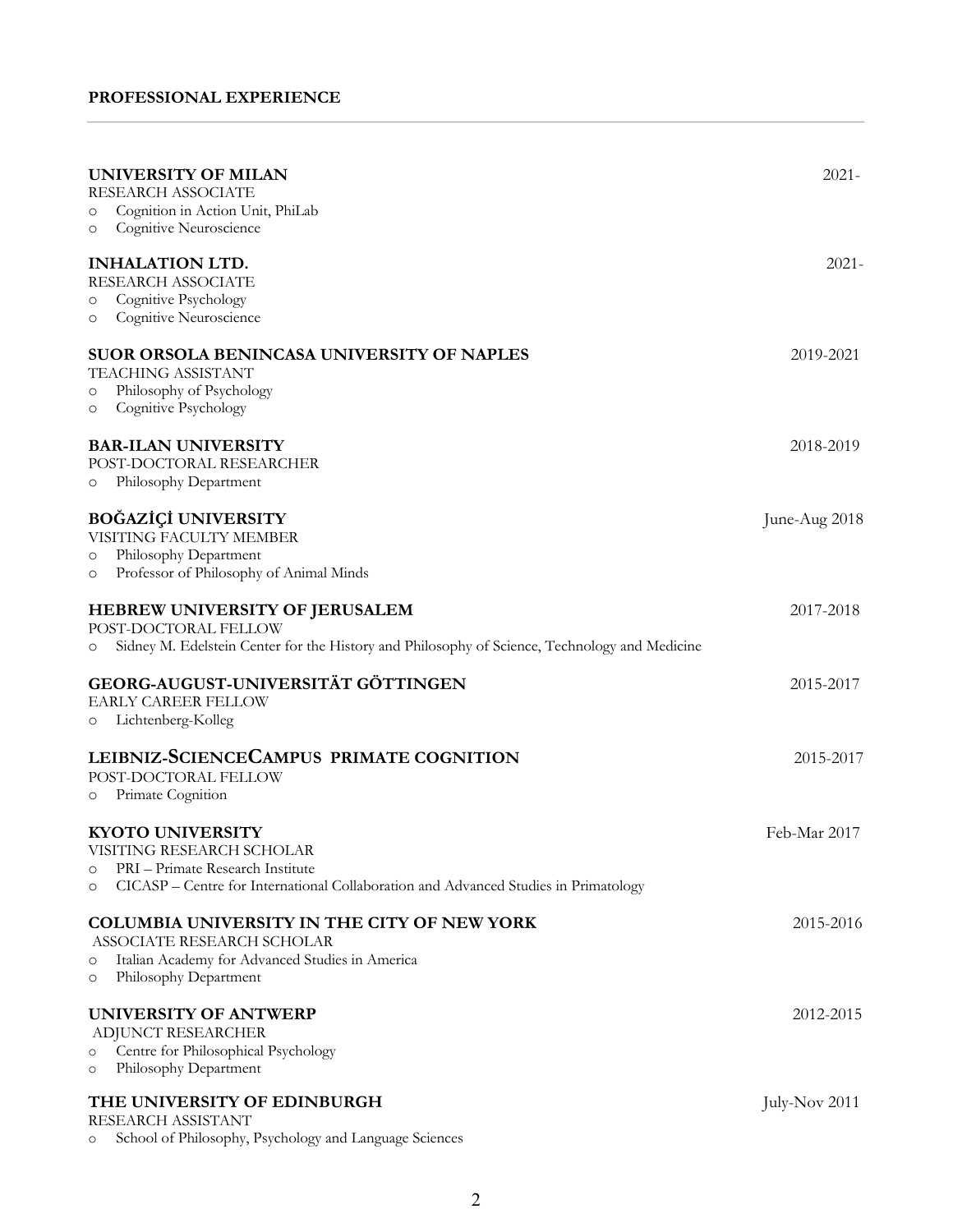## PROFESSIONAL EXPERIENCE

**UNIVERSITY OF MILAN** 2021-

RESEARCH ASSOCIATE

- Cognition in Action Unit, PhiLab
- Cognitive Neuroscience

**INHALATION LTD.** 2021-

RESEARCH ASSOCIATE

- Cognitive Psychology
- Cognitive Neuroscience

**SUOR ORSOLA BENINCASA UNIVERSITY OF NAPLES** 2019-2021

TEACHING ASSISTANT

- Philosophy of Psychology
- Cognitive Psychology

**BAR-ILAN UNIVERSITY** 2018-2019

POST-DOCTORAL RESEARCHER

- Philosophy Department

**BOĞAZİÇİ UNIVERSITY** June-Aug 2018

VISITING FACULTY MEMBER

- Philosophy Department
- Professor of Philosophy of Animal Minds

**HEBREW UNIVERSITY OF JERUSALEM** 2017-2018

POST-DOCTORAL FELLOW

- Sidney M. Edelstein Center for the History and Philosophy of Science, Technology and Medicine

**GEORG-AUGUST-UNIVERSITÄT GÖTTINGEN** 2015-2017

EARLY CAREER FELLOW

- Lichtenberg-Kolleg

**LEIBNIZ-SCIENCECAMPUS PRIMATE COGNITION** 2015-2017

POST-DOCTORAL FELLOW

- Primate Cognition

**KYOTO UNIVERSITY** Feb-Mar 2017

VISITING RESEARCH SCHOLAR

- PRI – Primate Research Institute
- CICASP – Centre for International Collaboration and Advanced Studies in Primatology

**COLUMBIA UNIVERSITY IN THE CITY OF NEW YORK** 2015-2016

ASSOCIATE RESEARCH SCHOLAR

- Italian Academy for Advanced Studies in America
- Philosophy Department

**UNIVERSITY OF ANTWERP** 2012-2015

ADJUNCT RESEARCHER

- Centre for Philosophical Psychology
- Philosophy Department

**THE UNIVERSITY OF EDINBURGH** July-Nov 2011

RESEARCH ASSISTANT

- School of Philosophy, Psychology and Language Sciences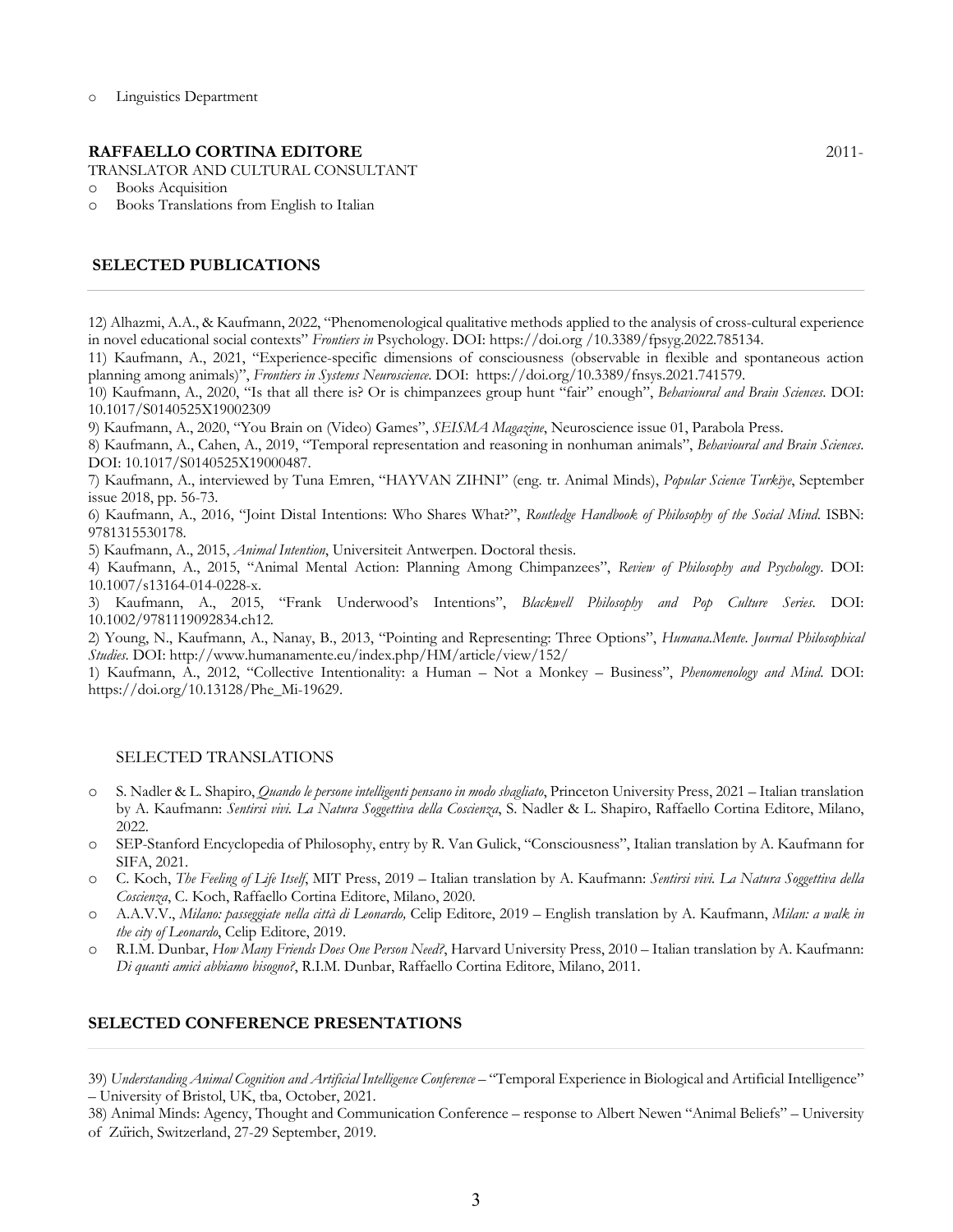- Linguistics Department

**RAFFAELLO CORTINA EDITORE** 2011-

TRANSLATOR AND CULTURAL CONSULTANT

- Books Acquisition
- Books Translations from English to Italian

## SELECTED PUBLICATIONS

12) Alhazmi, A.A., & Kaufmann, 2022, "Phenomenological qualitative methods applied to the analysis of cross-cultural experience in novel educational social contexts" *Frontiers in* Psychology. DOI: https://doi.org /10.3389/fpsyg.2022.785134.

11) Kaufmann, A., 2021, "Experience-specific dimensions of consciousness (observable in flexible and spontaneous action planning among animals)", *Frontiers in Systems Neuroscience*. DOI: https://doi.org/10.3389/fnsys.2021.741579.

10) Kaufmann, A., 2020, "Is that all there is? Or is chimpanzees group hunt "fair" enough", *Behavioural and Brain Sciences*. DOI: 10.1017/S0140525X19002309

9) Kaufmann, A., 2020, "You Brain on (Video) Games", *SEISMA Magazine*, Neuroscience issue 01, Parabola Press.

8) Kaufmann, A., Cahen, A., 2019, "Temporal representation and reasoning in nonhuman animals", *Behavioural and Brain Sciences*. DOI: 10.1017/S0140525X19000487.

7) Kaufmann, A., interviewed by Tuna Emren, "HAYVAN ZIHNI" (eng. tr. Animal Minds), *Popular Science Turkiye*, September issue 2018, pp. 56-73.

6) Kaufmann, A., 2016, "Joint Distal Intentions: Who Shares What?", *Routledge Handbook of Philosophy of the Social Mind*. ISBN: 9781315530178.

5) Kaufmann, A., 2015, *Animal Intention*, Universiteit Antwerpen. Doctoral thesis.

4) Kaufmann, A., 2015, "Animal Mental Action: Planning Among Chimpanzees", *Review of Philosophy and Psychology*. DOI: 10.1007/s13164-014-0228-x.

3) Kaufmann, A., 2015, "Frank Underwood's Intentions", *Blackwell Philosophy and Pop Culture Series*. DOI: 10.1002/9781119092834.ch12.

2) Young, N., Kaufmann, A., Nanay, B., 2013, "Pointing and Representing: Three Options", *Humana.Mente. Journal Philosophical Studies*. DOI: http://www.humanamente.eu/index.php/HM/article/view/152/

1) Kaufmann, A., 2012, "Collective Intentionality: a Human – Not a Monkey – Business", *Phenomenology and Mind*. DOI: https://doi.org/10.13128/Phe_Mi-19629.

## SELECTED TRANSLATIONS

- S. Nadler & L. Shapiro, *Quando le persone intelligenti pensano in modo sbagliato*, Princeton University Press, 2021 – Italian translation by A. Kaufmann: *Sentirsi vivi. La Natura Soggettiva della Coscienza*, S. Nadler & L. Shapiro, Raffaello Cortina Editore, Milano, 2022.
- SEP-Stanford Encyclopedia of Philosophy, entry by R. Van Gulick, "Consciousness", Italian translation by A. Kaufmann for SIFA, 2021.
- C. Koch, *The Feeling of Life Itself*, MIT Press, 2019 – Italian translation by A. Kaufmann: *Sentirsi vivi. La Natura Soggettiva della Coscienza*, C. Koch, Raffaello Cortina Editore, Milano, 2020.
- A.A.V.V., *Milano: passeggiate nella città di Leonardo,* Celip Editore, 2019 – English translation by A. Kaufmann, *Milan: a walk in the city of Leonardo*, Celip Editore, 2019.
- R.I.M. Dunbar, *How Many Friends Does One Person Need?*, Harvard University Press, 2010 – Italian translation by A. Kaufmann: *Di quanti amici abbiamo bisogno?*, R.I.M. Dunbar, Raffaello Cortina Editore, Milano, 2011.

## SELECTED CONFERENCE PRESENTATIONS

39) *Understanding Animal Cognition and Artificial Intelligence Conference* – "Temporal Experience in Biological and Artificial Intelligence" – University of Bristol, UK, tba, October, 2021.

38) Animal Minds: Agency, Thought and Communication Conference – response to Albert Newen "Animal Beliefs" – University of Zürich, Switzerland, 27-29 September, 2019.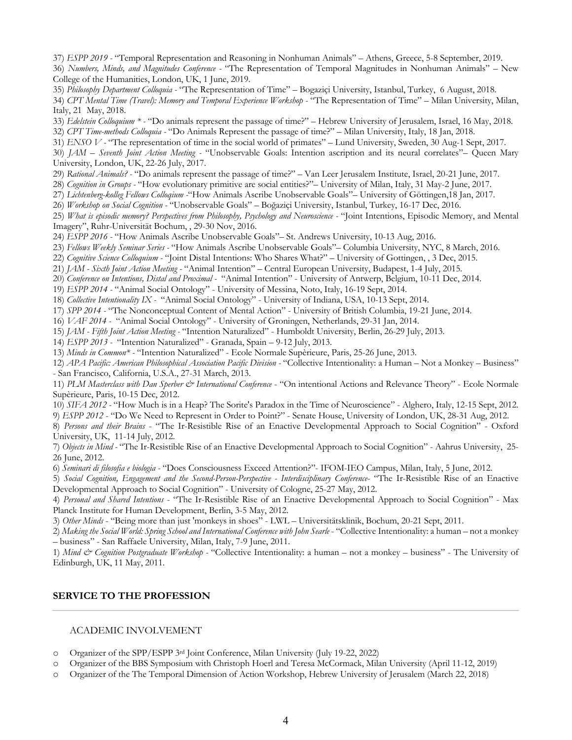37) *ESPP 2019* - "Temporal Representation and Reasoning in Nonhuman Animals" – Athens, Greece, 5-8 September, 2019.

36) *Numbers, Minds, and Magnitudes Conference* - "The Representation of Temporal Magnitudes in Nonhuman Animals" – New College of the Humanities, London, UK, 1 June, 2019.

35) *Philosophy Department Colloquia* - "The Representation of Time" – Bogaziçi University, Istanbul, Turkey, 6 August, 2018.

34) *CPT Mental Time (Travel): Memory and Temporal Experience Workshop* - "The Representation of Time" – Milan University, Milan, Italy, 21 May, 2018.

33) *Edelstein Colloquium* * - "Do animals represent the passage of time?" – Hebrew University of Jerusalem, Israel, 16 May, 2018.

32) *CPT Time-methods Colloquia* - "Do Animals Represent the passage of time?" – Milan University, Italy, 18 Jan, 2018.

31) *ENSO V* - "The representation of time in the social world of primates" – Lund University, Sweden, 30 Aug-1 Sept, 2017.

30) *JAM – Seventh Joint Action Meeting* - "Unobservable Goals: Intention ascription and its neural correlates"– Queen Mary University, London, UK, 22-26 July, 2017.

29) *Rational Animals?* - "Do animals represent the passage of time?" – Van Leer Jerusalem Institute, Israel, 20-21 June, 2017.

28) *Cognition in Groups* - "How evolutionary primitive are social entities?"– University of Milan, Italy, 31 May-2 June, 2017.

27) *Lichtenberg-kolleg Fellows Colloqium* -"How Animals Ascribe Unobservable Goals"– University of Göttingen,18 Jan, 2017.

26) *Workshop on Social Cognition* - "Unobservable Goals" – Boğaziçi University, Istanbul, Turkey, 16-17 Dec, 2016.

25) *What is episodic memory? Perspectives from Philosophy, Psychology and Neuroscience* - "Joint Intentions, Episodic Memory, and Mental Imagery", Ruhr-Universität Bochum, , 29-30 Nov, 2016.

24) *ESPP 2016* - "How Animals Ascribe Unobservable Goals"– St. Andrews University, 10-13 Aug, 2016.

23) *Fellows Weekly Seminar Series* - "How Animals Ascribe Unobservable Goals"– Columbia University, NYC, 8 March, 2016.

22) *Cognitive Science Colloquium* - "Joint Distal Intentions: Who Shares What?" – University of Gottingen, , 3 Dec, 2015.

21) *JAM - Sixth Joint Action Meeting* - "Animal Intention" – Central European University, Budapest, 1-4 July, 2015.

20) *Conference on Intentions, Distal and Proximal* - "Animal Intention" - University of Antwerp, Belgium, 10-11 Dec, 2014.

19) *ESPP 2014* - "Animal Social Ontology" - University of Messina, Noto, Italy, 16-19 Sept, 2014.

18) *Collective Intentionality IX* - "Animal Social Ontology" - University of Indiana, USA, 10-13 Sept, 2014.

17) *SPP 2014* - "The Nonconceptual Content of Mental Action" - University of British Columbia, 19-21 June, 2014.

16) *VAF 2014* - "Animal Social Ontology" - University of Groningen, Netherlands, 29-31 Jan, 2014.

15) *JAM - Fifth Joint Action Meeting* - "Intention Naturalized" - Humboldt University, Berlin, 26-29 July, 2013.

14) *ESPP 2013* - "Intention Naturalized" - Granada, Spain – 9-12 July, 2013.

13) *Minds in Common** - "Intention Naturalized" - Ecole Normale Supèrieure, Paris, 25-26 June, 2013.

12) *APA Pacific: American Philosophical Association Pacific Division* - "Collective Intentionality: a Human – Not a Monkey – Business" - San Francisco, California, U.S.A., 27-31 March, 2013.

11) *PLM Masterclass with Dan Sperber & International Conference* - "On intentional Actions and Relevance Theory" - Ecole Normale Supèrieure, Paris, 10-15 Dec, 2012.

10) *SIFA 2012* - "How Much is in a Heap? The Sorite's Paradox in the Time of Neuroscience" - Alghero, Italy, 12-15 Sept, 2012.

9) *ESPP 2012* - "Do We Need to Represent in Order to Point?" - Senate House, University of London, UK, 28-31 Aug, 2012.

8) *Persons and their Brains* - "The Ir-Resistible Rise of an Enactive Developmental Approach to Social Cognition" - Oxford University, UK, 11-14 July, 2012.

7) *Objects in Mind* - "The Ir-Resistible Rise of an Enactive Developmental Approach to Social Cognition" - Aahrus University, 25-26 June, 2012.

6) *Seminari di filosofia e biologia* - "Does Consciousness Exceed Attention?"- IFOM-IEO Campus, Milan, Italy, 5 June, 2012.

5) *Social Cognition, Engagement and the Second-Person-Perspective - Interdisciplinary Conference*- "The Ir-Resistible Rise of an Enactive Developmental Approach to Social Cognition" - University of Cologne, 25-27 May, 2012.

4) *Personal and Shared Intentions* - "The Ir-Resistible Rise of an Enactive Developmental Approach to Social Cognition" - Max Planck Institute for Human Development, Berlin, 3-5 May, 2012.

3) *Other Minds* - "Being more than just 'monkeys in shoes" - LWL – Universitätsklinik, Bochum, 20-21 Sept, 2011.

2) *Making the Social World: Spring School and International Conference with John Searle* - "Collective Intentionality: a human – not a monkey – business" - San Raffaele University, Milan, Italy, 7-9 June, 2011.

1) *Mind & Cognition Postgraduate Workshop* - "Collective Intentionality: a human – not a monkey – business" - The University of Edinburgh, UK, 11 May, 2011.

## SERVICE TO THE PROFESSION

### ACADEMIC INVOLVEMENT

- Organizer of the SPP/ESPP 3rd Joint Conference, Milan University (July 19-22, 2022)
- Organizer of the BBS Symposium with Christoph Hoerl and Teresa McCormack, Milan University (April 11-12, 2019)
- Organizer of the The Temporal Dimension of Action Workshop, Hebrew University of Jerusalem (March 22, 2018)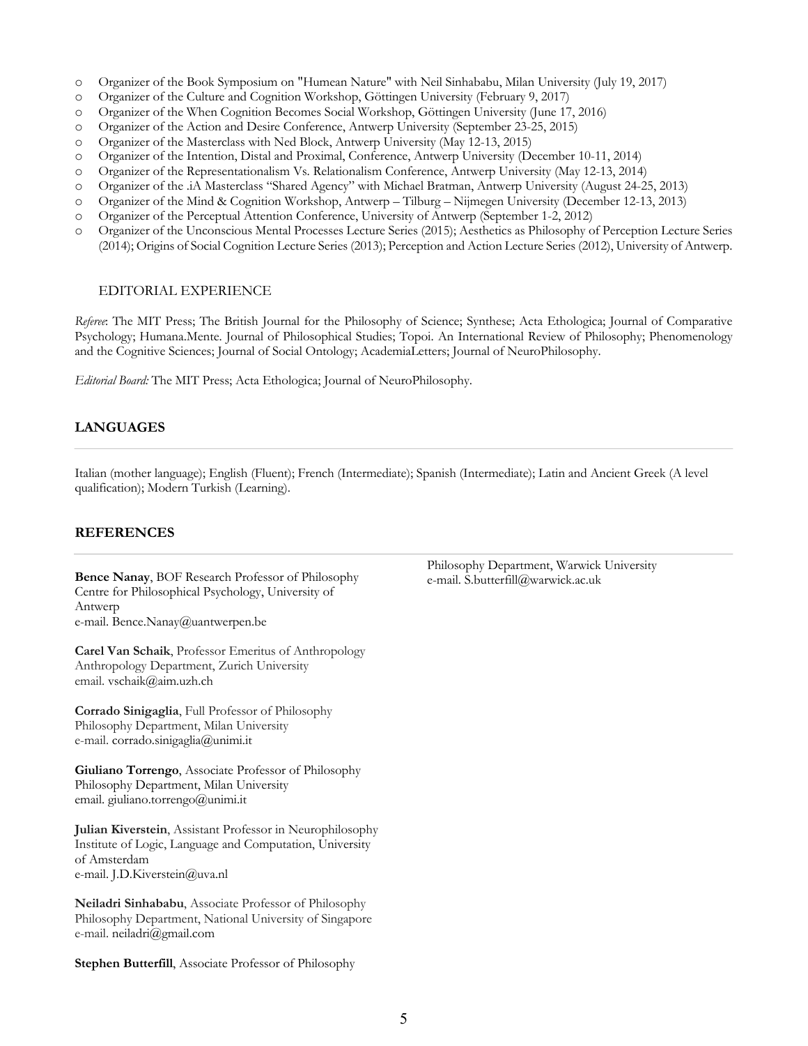- Organizer of the Book Symposium on "Humean Nature" with Neil Sinhababu, Milan University (July 19, 2017)
- Organizer of the Culture and Cognition Workshop, Göttingen University (February 9, 2017)
- Organizer of the When Cognition Becomes Social Workshop, Göttingen University (June 17, 2016)
- Organizer of the Action and Desire Conference, Antwerp University (September 23-25, 2015)
- Organizer of the Masterclass with Ned Block, Antwerp University (May 12-13, 2015)
- Organizer of the Intention, Distal and Proximal, Conference, Antwerp University (December 10-11, 2014)
- Organizer of the Representationalism Vs. Relationalism Conference, Antwerp University (May 12-13, 2014)
- Organizer of the .iA Masterclass "Shared Agency" with Michael Bratman, Antwerp University (August 24-25, 2013)
- Organizer of the Mind & Cognition Workshop, Antwerp – Tilburg – Nijmegen University (December 12-13, 2013)
- Organizer of the Perceptual Attention Conference, University of Antwerp (September 1-2, 2012)
- Organizer of the Unconscious Mental Processes Lecture Series (2015); Aesthetics as Philosophy of Perception Lecture Series (2014); Origins of Social Cognition Lecture Series (2013); Perception and Action Lecture Series (2012), University of Antwerp.

### EDITORIAL EXPERIENCE

*Referee*: The MIT Press; The British Journal for the Philosophy of Science; Synthese; Acta Ethologica; Journal of Comparative Psychology; Humana.Mente. Journal of Philosophical Studies; Topoi. An International Review of Philosophy; Phenomenology and the Cognitive Sciences; Journal of Social Ontology; AcademiaLetters; Journal of NeuroPhilosophy.

*Editorial Board:* The MIT Press; Acta Ethologica; Journal of NeuroPhilosophy.

## LANGUAGES

Italian (mother language); English (Fluent); French (Intermediate); Spanish (Intermediate); Latin and Ancient Greek (A level qualification); Modern Turkish (Learning).

## REFERENCES

**Bence Nanay**, BOF Research Professor of Philosophy
Centre for Philosophical Psychology, University of Antwerp
e-mail. Bence.Nanay@uantwerpen.be

**Carel Van Schaik**, Professor Emeritus of Anthropology
Anthropology Department, Zurich University
email. vschaik@aim.uzh.ch

**Corrado Sinigaglia**, Full Professor of Philosophy
Philosophy Department, Milan University
e-mail. corrado.sinigaglia@unimi.it

**Giuliano Torrengo**, Associate Professor of Philosophy
Philosophy Department, Milan University
email. giuliano.torrengo@unimi.it

**Julian Kiverstein**, Assistant Professor in Neurophilosophy
Institute of Logic, Language and Computation, University of Amsterdam
e-mail. J.D.Kiverstein@uva.nl

**Neiladri Sinhababu**, Associate Professor of Philosophy
Philosophy Department, National University of Singapore
e-mail. neiladri@gmail.com

**Stephen Butterfill**, Associate Professor of Philosophy
Philosophy Department, Warwick University
e-mail. S.butterfill@warwick.ac.uk